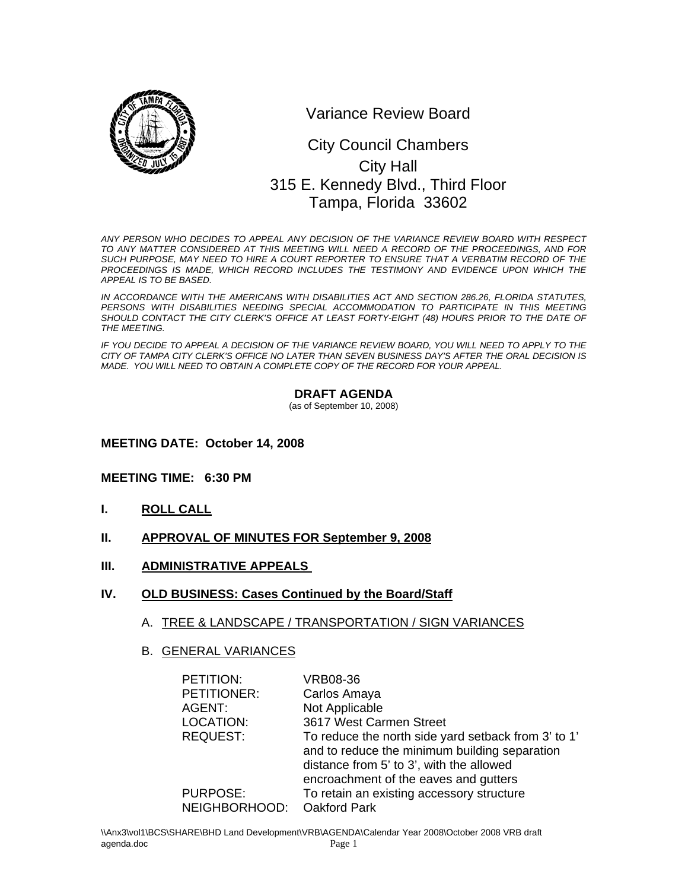# Variance Review Board

City Council Chambers
City Hall
315 E. Kennedy Blvd., Third Floor
Tampa, Florida 33602

*ANY PERSON WHO DECIDES TO APPEAL ANY DECISION OF THE VARIANCE REVIEW BOARD WITH RESPECT TO ANY MATTER CONSIDERED AT THIS MEETING WILL NEED A RECORD OF THE PROCEEDINGS, AND FOR SUCH PURPOSE, MAY NEED TO HIRE A COURT REPORTER TO ENSURE THAT A VERBATIM RECORD OF THE PROCEEDINGS IS MADE, WHICH RECORD INCLUDES THE TESTIMONY AND EVIDENCE UPON WHICH THE APPEAL IS TO BE BASED.*

*IN ACCORDANCE WITH THE AMERICANS WITH DISABILITIES ACT AND SECTION 286.26, FLORIDA STATUTES, PERSONS WITH DISABILITIES NEEDING SPECIAL ACCOMMODATION TO PARTICIPATE IN THIS MEETING SHOULD CONTACT THE CITY CLERK'S OFFICE AT LEAST FORTY-EIGHT (48) HOURS PRIOR TO THE DATE OF THE MEETING.*

*IF YOU DECIDE TO APPEAL A DECISION OF THE VARIANCE REVIEW BOARD, YOU WILL NEED TO APPLY TO THE CITY OF TAMPA CITY CLERK'S OFFICE NO LATER THAN SEVEN BUSINESS DAY'S AFTER THE ORAL DECISION IS MADE. YOU WILL NEED TO OBTAIN A COMPLETE COPY OF THE RECORD FOR YOUR APPEAL.*

**DRAFT AGENDA**
(as of September 10, 2008)

**MEETING DATE: October 14, 2008**

**MEETING TIME: 6:30 PM**

**I. ROLL CALL**

**II. APPROVAL OF MINUTES FOR September 9, 2008**

**III. ADMINISTRATIVE APPEALS**

**IV. OLD BUSINESS: Cases Continued by the Board/Staff**

A. TREE & LANDSCAPE / TRANSPORTATION / SIGN VARIANCES

B. GENERAL VARIANCES

| | |
|---|---|
| PETITION: | VRB08-36 |
| PETITIONER: | Carlos Amaya |
| AGENT: | Not Applicable |
| LOCATION: | 3617 West Carmen Street |
| REQUEST: | To reduce the north side yard setback from 3' to 1' and to reduce the minimum building separation distance from 5' to 3', with the allowed encroachment of the eaves and gutters |
| PURPOSE: | To retain an existing accessory structure |
| NEIGHBORHOOD: | Oakford Park |

\\Anx3\vol1\BCS\SHARE\BHD Land Development\VRB\AGENDA\Calendar Year 2008\October 2008 VRB draft agenda.doc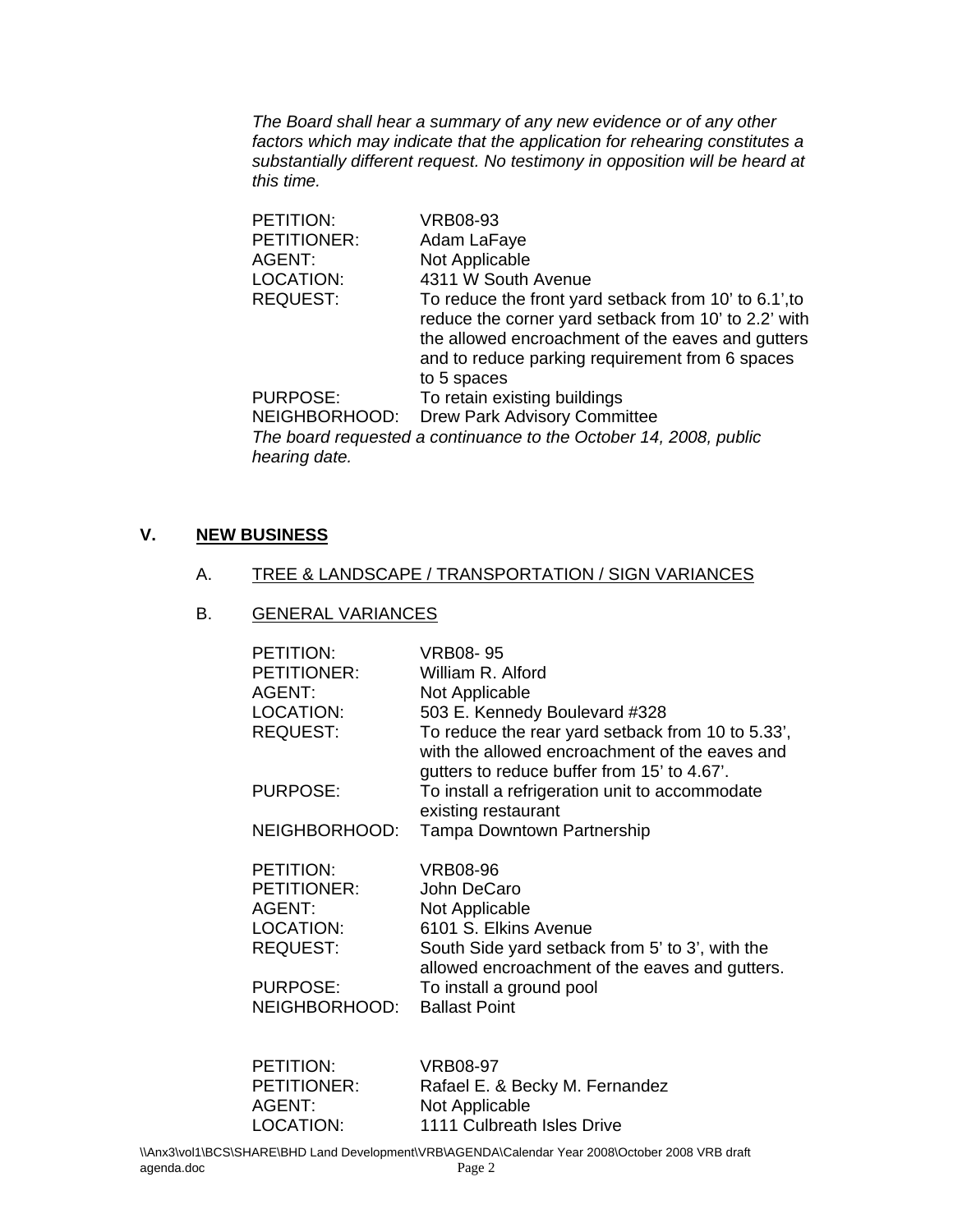*The Board shall hear a summary of any new evidence or of any other factors which may indicate that the application for rehearing constitutes a substantially different request. No testimony in opposition will be heard at this time.*

PETITION: VRB08-93
PETITIONER: Adam LaFaye
AGENT: Not Applicable
LOCATION: 4311 W South Avenue
REQUEST: To reduce the front yard setback from 10' to 6.1',to reduce the corner yard setback from 10' to 2.2' with the allowed encroachment of the eaves and gutters and to reduce parking requirement from 6 spaces to 5 spaces
PURPOSE: To retain existing buildings
NEIGHBORHOOD: Drew Park Advisory Committee
*The board requested a continuance to the October 14, 2008, public hearing date.*

## V. NEW BUSINESS

### A. TREE & LANDSCAPE / TRANSPORTATION / SIGN VARIANCES

### B. GENERAL VARIANCES

PETITION: VRB08- 95
PETITIONER: William R. Alford
AGENT: Not Applicable
LOCATION: 503 E. Kennedy Boulevard #328
REQUEST: To reduce the rear yard setback from 10 to 5.33', with the allowed encroachment of the eaves and gutters to reduce buffer from 15' to 4.67'.
PURPOSE: To install a refrigeration unit to accommodate existing restaurant
NEIGHBORHOOD: Tampa Downtown Partnership

PETITION: VRB08-96
PETITIONER: John DeCaro
AGENT: Not Applicable
LOCATION: 6101 S. Elkins Avenue
REQUEST: South Side yard setback from 5' to 3', with the allowed encroachment of the eaves and gutters.
PURPOSE: To install a ground pool
NEIGHBORHOOD: Ballast Point

PETITION: VRB08-97
PETITIONER: Rafael E. & Becky M. Fernandez
AGENT: Not Applicable
LOCATION: 1111 Culbreath Isles Drive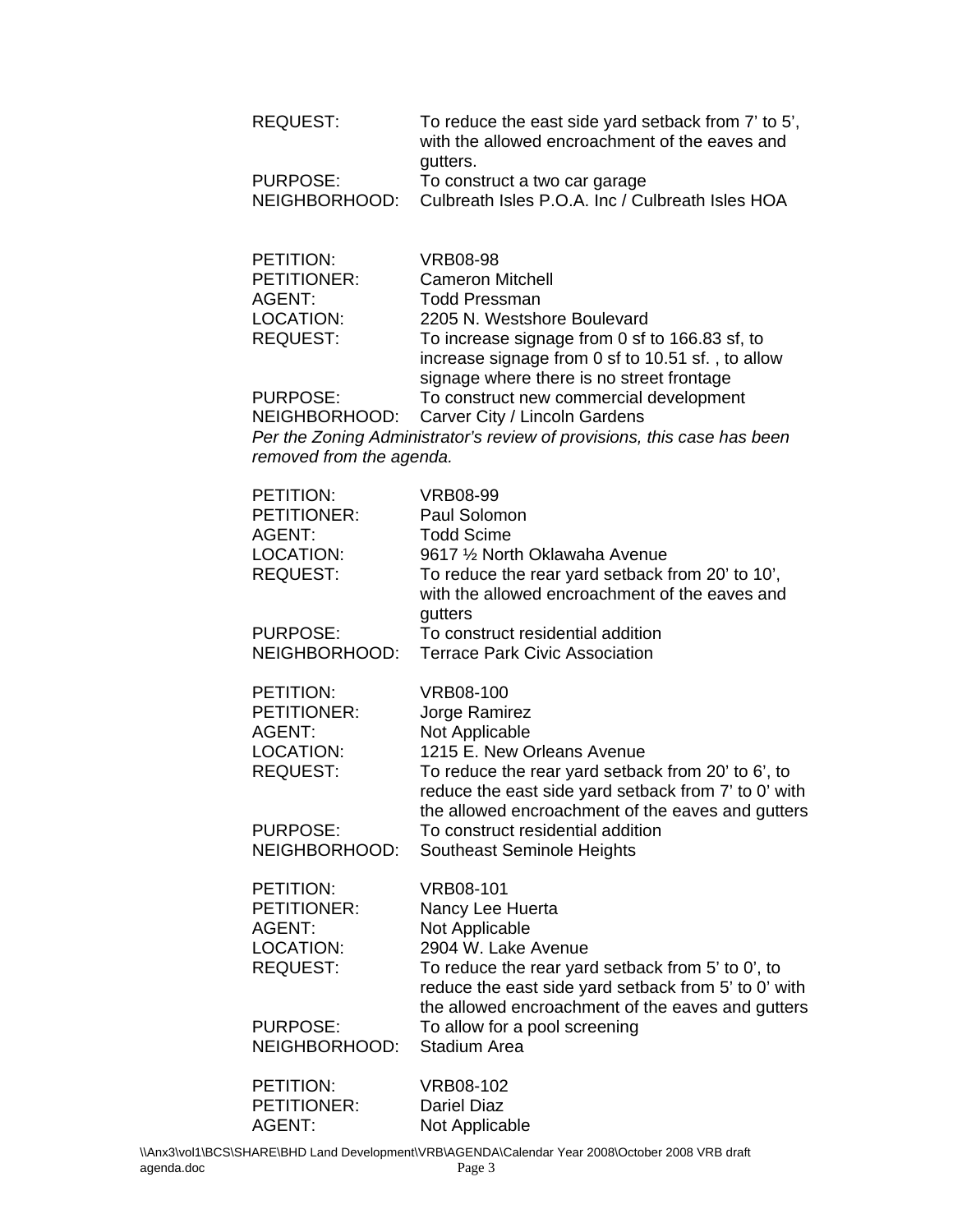REQUEST: To reduce the east side yard setback from 7' to 5', with the allowed encroachment of the eaves and gutters.
PURPOSE: To construct a two car garage
NEIGHBORHOOD: Culbreath Isles P.O.A. Inc / Culbreath Isles HOA

PETITION: VRB08-98
PETITIONER: Cameron Mitchell
AGENT: Todd Pressman
LOCATION: 2205 N. Westshore Boulevard
REQUEST: To increase signage from 0 sf to 166.83 sf, to increase signage from 0 sf to 10.51 sf. , to allow signage where there is no street frontage
PURPOSE: To construct new commercial development
NEIGHBORHOOD: Carver City / Lincoln Gardens

*Per the Zoning Administrator's review of provisions, this case has been removed from the agenda.*

PETITION: VRB08-99
PETITIONER: Paul Solomon
AGENT: Todd Scime
LOCATION: 9617 ½ North Oklawaha Avenue
REQUEST: To reduce the rear yard setback from 20' to 10', with the allowed encroachment of the eaves and gutters
PURPOSE: To construct residential addition
NEIGHBORHOOD: Terrace Park Civic Association

PETITION: VRB08-100
PETITIONER: Jorge Ramirez
AGENT: Not Applicable
LOCATION: 1215 E. New Orleans Avenue
REQUEST: To reduce the rear yard setback from 20' to 6', to reduce the east side yard setback from 7' to 0' with the allowed encroachment of the eaves and gutters
PURPOSE: To construct residential addition
NEIGHBORHOOD: Southeast Seminole Heights

PETITION: VRB08-101
PETITIONER: Nancy Lee Huerta
AGENT: Not Applicable
LOCATION: 2904 W. Lake Avenue
REQUEST: To reduce the rear yard setback from 5' to 0', to reduce the east side yard setback from 5' to 0' with the allowed encroachment of the eaves and gutters
PURPOSE: To allow for a pool screening
NEIGHBORHOOD: Stadium Area

PETITION: VRB08-102
PETITIONER: Dariel Diaz
AGENT: Not Applicable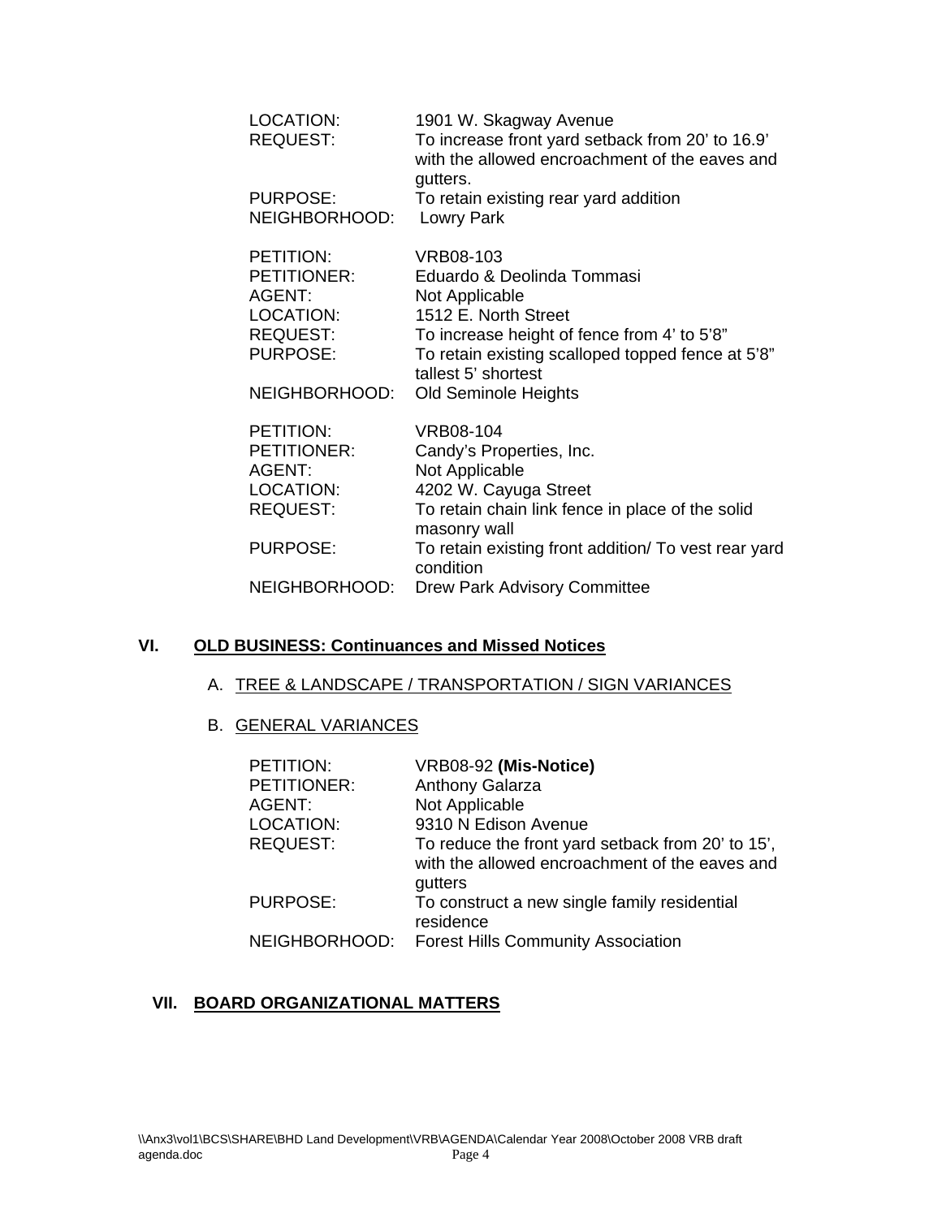LOCATION: 1901 W. Skagway Avenue
REQUEST: To increase front yard setback from 20' to 16.9' with the allowed encroachment of the eaves and gutters.
PURPOSE: To retain existing rear yard addition
NEIGHBORHOOD: Lowry Park

PETITION: VRB08-103
PETITIONER: Eduardo & Deolinda Tommasi
AGENT: Not Applicable
LOCATION: 1512 E. North Street
REQUEST: To increase height of fence from 4' to 5'8"
PURPOSE: To retain existing scalloped topped fence at 5'8" tallest 5' shortest
NEIGHBORHOOD: Old Seminole Heights

PETITION: VRB08-104
PETITIONER: Candy's Properties, Inc.
AGENT: Not Applicable
LOCATION: 4202 W. Cayuga Street
REQUEST: To retain chain link fence in place of the solid masonry wall
PURPOSE: To retain existing front addition/ To vest rear yard condition
NEIGHBORHOOD: Drew Park Advisory Committee

## VI. OLD BUSINESS: Continuances and Missed Notices

A. TREE & LANDSCAPE / TRANSPORTATION / SIGN VARIANCES

B. GENERAL VARIANCES

PETITION: VRB08-92 **(Mis-Notice)**
PETITIONER: Anthony Galarza
AGENT: Not Applicable
LOCATION: 9310 N Edison Avenue
REQUEST: To reduce the front yard setback from 20' to 15', with the allowed encroachment of the eaves and gutters
PURPOSE: To construct a new single family residential residence
NEIGHBORHOOD: Forest Hills Community Association

## VII. BOARD ORGANIZATIONAL MATTERS